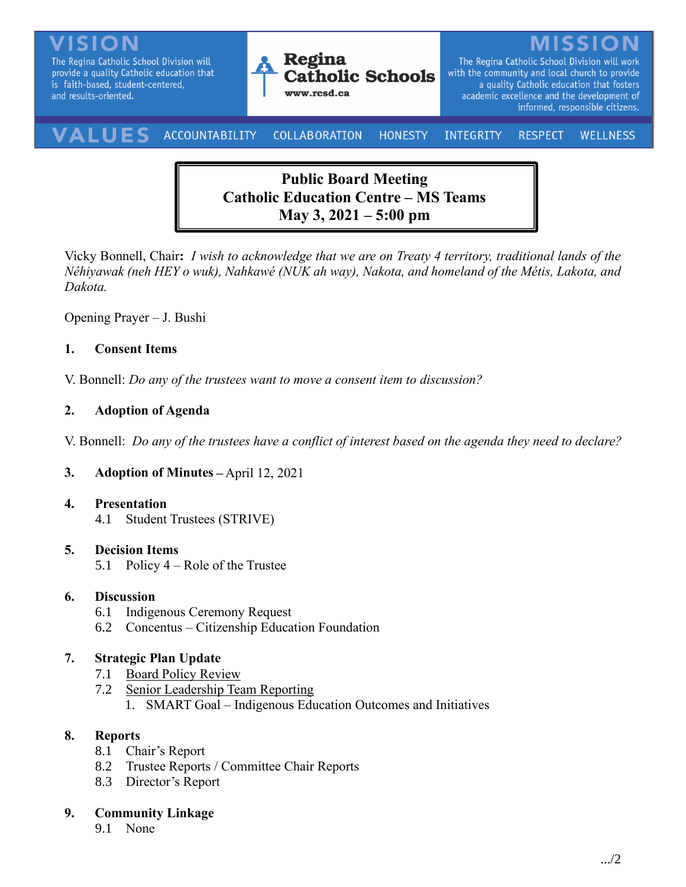VISION
The Regina Catholic School Division will provide a quality Catholic education that is faith-based, student-centered, and results-oriented.

**Regina Catholic Schools**
www.rcsd.ca

MISSION
The Regina Catholic School Division will work with the community and local church to provide a quality Catholic education that fosters academic excellence and the development of informed, responsible citizens.

VALUES ACCOUNTABILITY COLLABORATION HONESTY INTEGRITY RESPECT WELLNESS

# Public Board Meeting
# Catholic Education Centre – MS Teams
# May 3, 2021 – 5:00 pm

Vicky Bonnell, Chair**:** *I wish to acknowledge that we are on Treaty 4 territory, traditional lands of the Nêhiyawak (neh HEY o wuk), Nahkawé (NUK ah way), Nakota, and homeland of the Métis, Lakota, and Dakota.*

Opening Prayer – J. Bushi

**1. Consent Items**

V. Bonnell: *Do any of the trustees want to move a consent item to discussion?*

**2. Adoption of Agenda**

V. Bonnell: *Do any of the trustees have a conflict of interest based on the agenda they need to declare?*

**3. Adoption of Minutes –** April 12, 2021

**4. Presentation**
- 4.1 Student Trustees (STRIVE)

**5. Decision Items**
- 5.1 Policy 4 – Role of the Trustee

**6. Discussion**
- 6.1 Indigenous Ceremony Request
- 6.2 Concentus – Citizenship Education Foundation

**7. Strategic Plan Update**
- 7.1 Board Policy Review
- 7.2 Senior Leadership Team Reporting
  1. SMART Goal – Indigenous Education Outcomes and Initiatives

**8. Reports**
- 8.1 Chair's Report
- 8.2 Trustee Reports / Committee Chair Reports
- 8.3 Director's Report

**9. Community Linkage**
- 9.1 None

.../2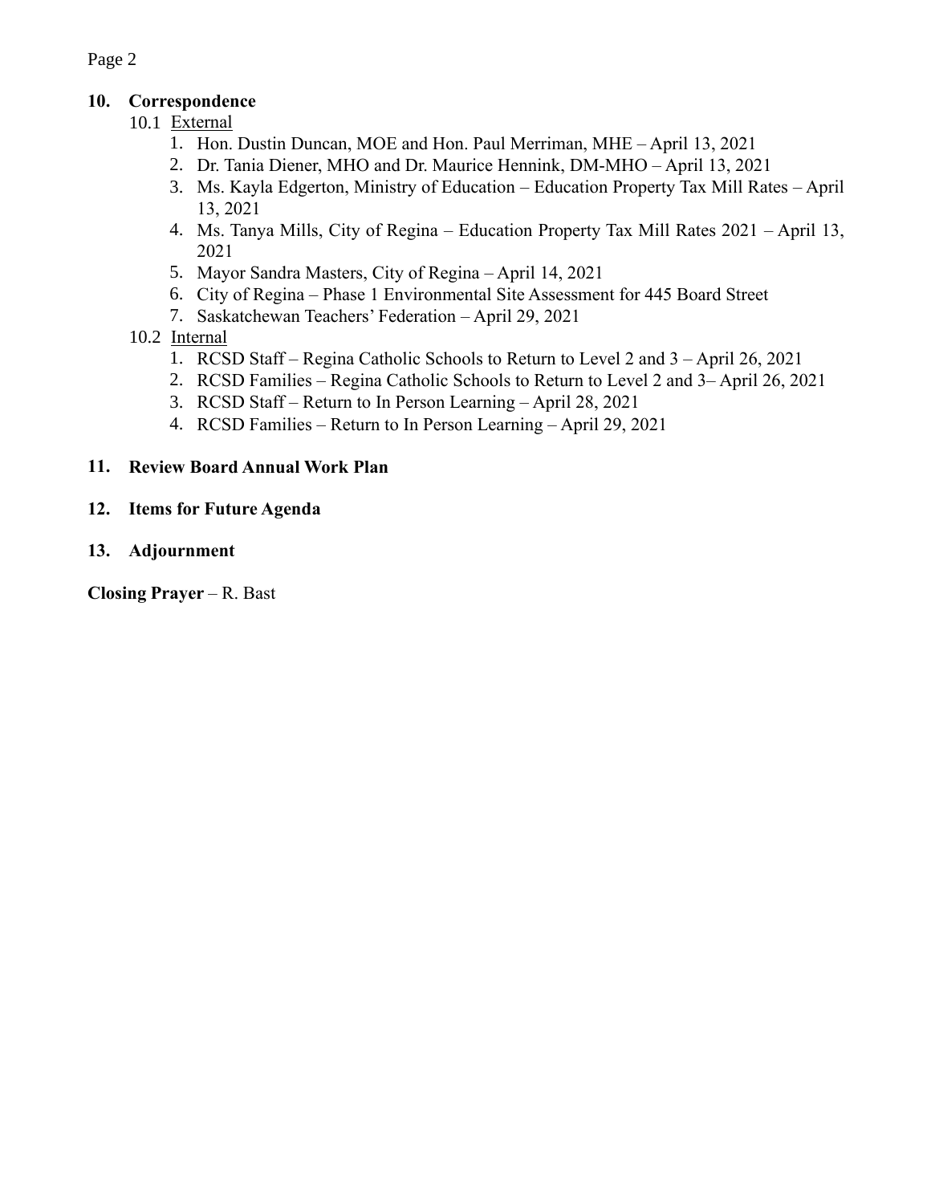## 10. Correspondence

10.1 External

1. Hon. Dustin Duncan, MOE and Hon. Paul Merriman, MHE – April 13, 2021
2. Dr. Tania Diener, MHO and Dr. Maurice Hennink, DM-MHO – April 13, 2021
3. Ms. Kayla Edgerton, Ministry of Education – Education Property Tax Mill Rates – April 13, 2021
4. Ms. Tanya Mills, City of Regina – Education Property Tax Mill Rates 2021 – April 13, 2021
5. Mayor Sandra Masters, City of Regina – April 14, 2021
6. City of Regina – Phase 1 Environmental Site Assessment for 445 Board Street
7. Saskatchewan Teachers' Federation – April 29, 2021

10.2 Internal

1. RCSD Staff – Regina Catholic Schools to Return to Level 2 and 3 – April 26, 2021
2. RCSD Families – Regina Catholic Schools to Return to Level 2 and 3– April 26, 2021
3. RCSD Staff – Return to In Person Learning – April 28, 2021
4. RCSD Families – Return to In Person Learning – April 29, 2021

## 11. Review Board Annual Work Plan

## 12. Items for Future Agenda

## 13. Adjournment

**Closing Prayer** – R. Bast